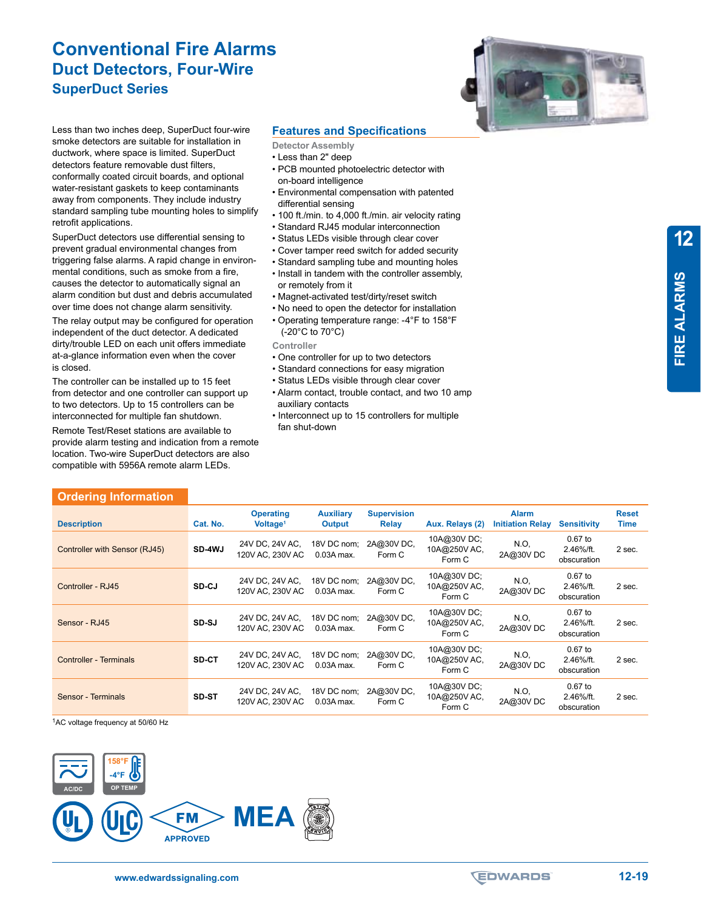# Conventional Fire Alarms

## Duct Detectors, Four-Wire

### SuperDuct Series

Less than two inches deep, SuperDuct four-wire smoke detectors are suitable for installation in ductwork, where space is limited. SuperDuct detectors feature removable dust filters, conformally coated circuit boards, and optional water-resistant gaskets to keep contaminants away from components. They include industry standard sampling tube mounting holes to simplify retrofit applications.

SuperDuct detectors use differential sensing to prevent gradual environmental changes from triggering false alarms. A rapid change in environmental conditions, such as smoke from a fire, causes the detector to automatically signal an alarm condition but dust and debris accumulated over time does not change alarm sensitivity.

The relay output may be configured for operation independent of the duct detector. A dedicated dirty/trouble LED on each unit offers immediate at-a-glance information even when the cover is closed.

The controller can be installed up to 15 feet from detector and one controller can support up to two detectors. Up to 15 controllers can be interconnected for multiple fan shutdown.

Remote Test/Reset stations are available to provide alarm testing and indication from a remote location. Two-wire SuperDuct detectors are also compatible with 5956A remote alarm LEDs.

### Features and Specifications

**Detector Assembly**

- Less than 2" deep
- PCB mounted photoelectric detector with on-board intelligence
- Environmental compensation with patented differential sensing
- 100 ft./min. to 4,000 ft./min. air velocity rating
- Standard RJ45 modular interconnection
- Status LEDs visible through clear cover
- Cover tamper reed switch for added security
- Standard sampling tube and mounting holes
- Install in tandem with the controller assembly, or remotely from it
- Magnet-activated test/dirty/reset switch
- No need to open the detector for installation
- Operating temperature range: -4°F to 158°F (-20°C to 70°C)

**Controller**

- One controller for up to two detectors
- Standard connections for easy migration
- Status LEDs visible through clear cover
- Alarm contact, trouble contact, and two 10 amp auxiliary contacts
- Interconnect up to 15 controllers for multiple fan shut-down

### Ordering Information

| Description | Cat. No. | Operating Voltage[1] | Auxiliary Output | Supervision Relay | Aux. Relays (2) | Alarm Initiation Relay | Sensitivity | Reset Time |
|---|---|---|---|---|---|---|---|---|
| Controller with Sensor (RJ45) | **SD-4WJ** | 24V DC, 24V AC, 120V AC, 230V AC | 18V DC nom; 0.03A max. | 2A@30V DC, Form C | 10A@30V DC; 10A@250V AC, Form C | N.O, 2A@30V DC | 0.67 to 2.46%/ft. obscuration | 2 sec. |
| Controller - RJ45 | **SD-CJ** | 24V DC, 24V AC, 120V AC, 230V AC | 18V DC nom; 0.03A max. | 2A@30V DC, Form C | 10A@30V DC; 10A@250V AC, Form C | N.O, 2A@30V DC | 0.67 to 2.46%/ft. obscuration | 2 sec. |
| Sensor - RJ45 | **SD-SJ** | 24V DC, 24V AC, 120V AC, 230V AC | 18V DC nom; 0.03A max. | 2A@30V DC, Form C | 10A@30V DC; 10A@250V AC, Form C | N.O, 2A@30V DC | 0.67 to 2.46%/ft. obscuration | 2 sec. |
| Controller - Terminals | **SD-CT** | 24V DC, 24V AC, 120V AC, 230V AC | 18V DC nom; 0.03A max. | 2A@30V DC, Form C | 10A@30V DC; 10A@250V AC, Form C | N.O, 2A@30V DC | 0.67 to 2.46%/ft. obscuration | 2 sec. |
| Sensor - Terminals | **SD-ST** | 24V DC, 24V AC, 120V AC, 230V AC | 18V DC nom; 0.03A max. | 2A@30V DC, Form C | 10A@30V DC; 10A@250V AC, Form C | N.O, 2A@30V DC | 0.67 to 2.46%/ft. obscuration | 2 sec. |

[1]AC voltage frequency at 50/60 Hz

AC/DC — 158°F -4°F OP TEMP

UL · ULC · FM APPROVED · MEA · LISTING SERVICE

www.edwardssignaling.com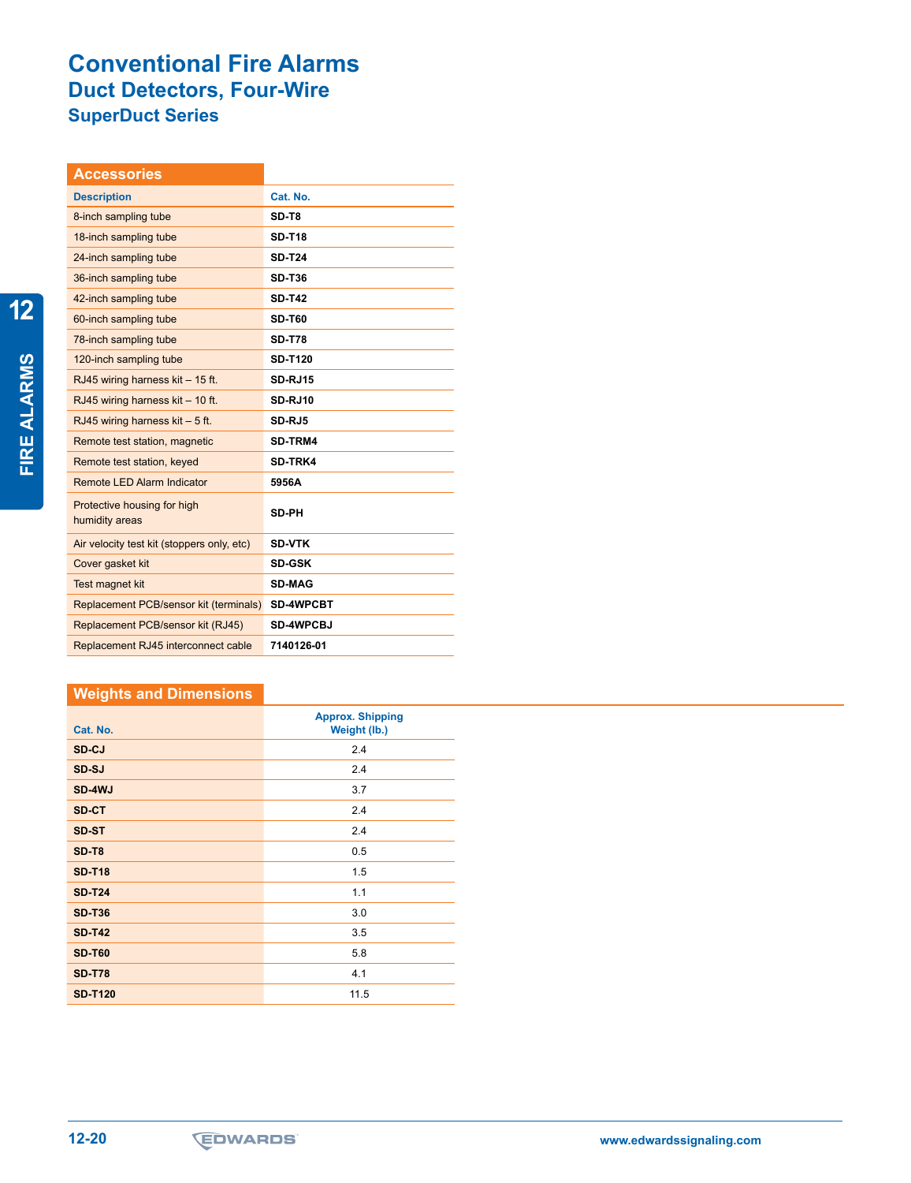# Conventional Fire Alarms

## Duct Detectors, Four-Wire

### SuperDuct Series

#### Accessories

| Description | Cat. No. |
|---|---|
| 8-inch sampling tube | **SD-T8** |
| 18-inch sampling tube | **SD-T18** |
| 24-inch sampling tube | **SD-T24** |
| 36-inch sampling tube | **SD-T36** |
| 42-inch sampling tube | **SD-T42** |
| 60-inch sampling tube | **SD-T60** |
| 78-inch sampling tube | **SD-T78** |
| 120-inch sampling tube | **SD-T120** |
| RJ45 wiring harness kit – 15 ft. | **SD-RJ15** |
| RJ45 wiring harness kit – 10 ft. | **SD-RJ10** |
| RJ45 wiring harness kit – 5 ft. | **SD-RJ5** |
| Remote test station, magnetic | **SD-TRM4** |
| Remote test station, keyed | **SD-TRK4** |
| Remote LED Alarm Indicator | **5956A** |
| Protective housing for high humidity areas | **SD-PH** |
| Air velocity test kit (stoppers only, etc) | **SD-VTK** |
| Cover gasket kit | **SD-GSK** |
| Test magnet kit | **SD-MAG** |
| Replacement PCB/sensor kit (terminals) | **SD-4WPCBT** |
| Replacement PCB/sensor kit (RJ45) | **SD-4WPCBJ** |
| Replacement RJ45 interconnect cable | **7140126-01** |

#### Weights and Dimensions

| Cat. No. | Approx. Shipping Weight (lb.) |
|---|---|
| **SD-CJ** | 2.4 |
| **SD-SJ** | 2.4 |
| **SD-4WJ** | 3.7 |
| **SD-CT** | 2.4 |
| **SD-ST** | 2.4 |
| **SD-T8** | 0.5 |
| **SD-T18** | 1.5 |
| **SD-T24** | 1.1 |
| **SD-T36** | 3.0 |
| **SD-T42** | 3.5 |
| **SD-T60** | 5.8 |
| **SD-T78** | 4.1 |
| **SD-T120** | 11.5 |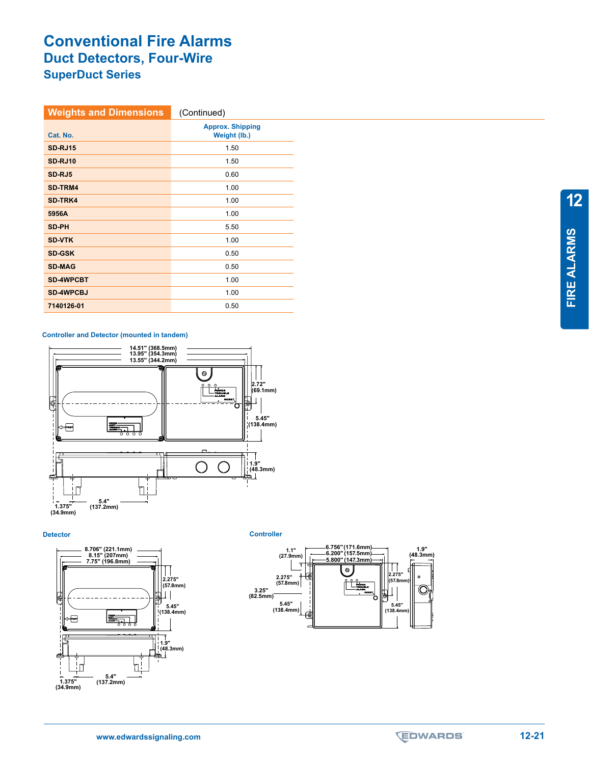# Conventional Fire Alarms

## Duct Detectors, Four-Wire

### SuperDuct Series

**Weights and Dimensions** (Continued)

| Cat. No. | Approx. Shipping Weight (lb.) |
|---|---|
| SD-RJ15 | 1.50 |
| SD-RJ10 | 1.50 |
| SD-RJ5 | 0.60 |
| SD-TRM4 | 1.00 |
| SD-TRK4 | 1.00 |
| 5956A | 1.00 |
| SD-PH | 5.50 |
| SD-VTK | 1.00 |
| SD-GSK | 0.50 |
| SD-MAG | 0.50 |
| SD-4WPCBT | 1.00 |
| SD-4WPCBJ | 1.00 |
| 7140126-01 | 0.50 |

**Controller and Detector (mounted in tandem)**

14.51" (368.5mm)
13.95" (354.3mm)
13.55" (344.2mm)
2.72" (69.1mm)
5.45" (138.4mm)
1.9" (48.3mm)
5.4" (137.2mm)
1.375" (34.9mm)

**Detector**

8.706" (221.1mm)
8.15" (207mm)
7.75" (196.8mm)
2.275" (57.8mm)
5.45" (138.4mm)
1.9" (48.3mm)
5.4" (137.2mm)
1.375" (34.9mm)

**Controller**

6.756" (171.6mm)
6.200" (157.5mm)
5.800" (147.3mm)
1.1" (27.9mm)
2.275" (57.8mm)
3.25" (82.5mm)
5.45" (138.4mm)
2.275" (57.8mm)
5.45" (138.4mm)
1.9" (48.3mm)

www.edwardssignaling.com